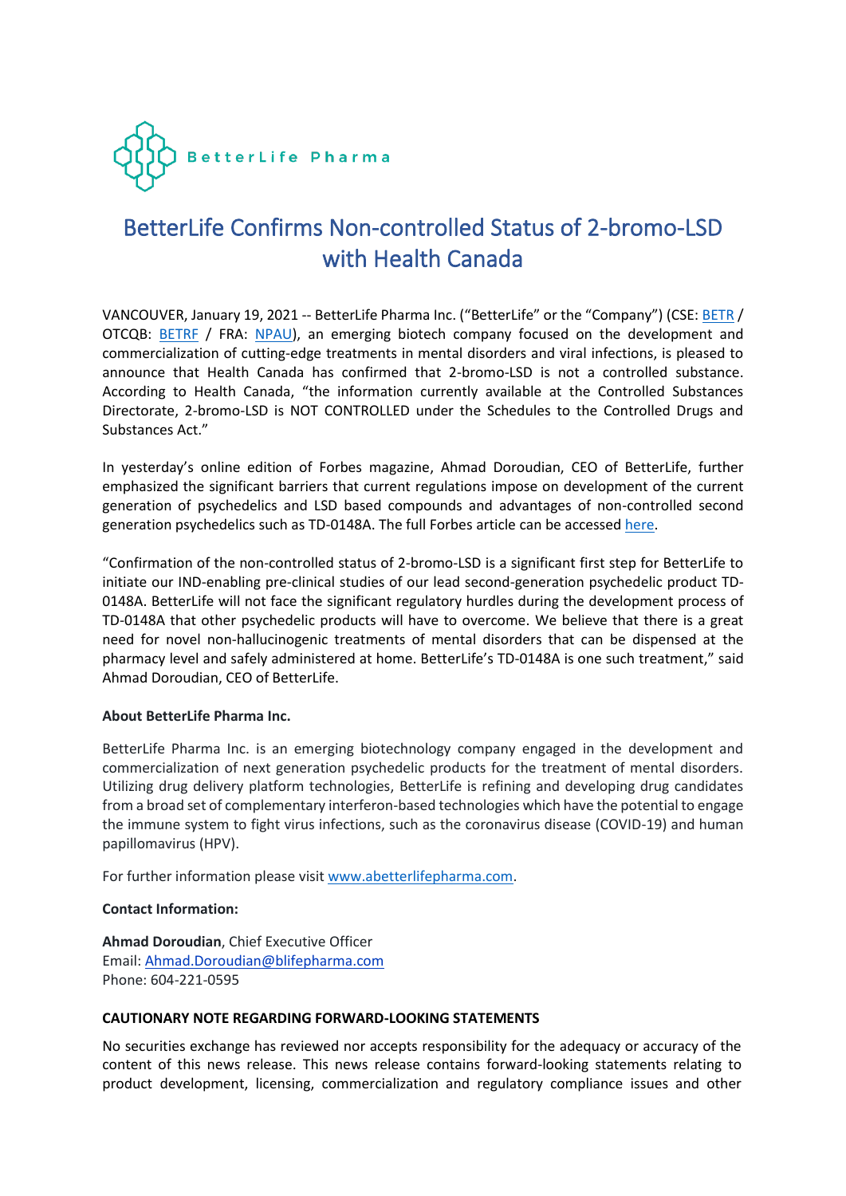BetterLife Pharma

# BetterLife Confirms Non-controlled Status of 2-bromo-LSD with Health Canada

VANCOUVER, January 19, 2021 -- BetterLife Pharma Inc. ("BetterLife" or the "Company") (CSE: BETR / OTCQB: BETRF / FRA: NPAU), an emerging biotech company focused on the development and commercialization of cutting-edge treatments in mental disorders and viral infections, is pleased to announce that Health Canada has confirmed that 2-bromo-LSD is not a controlled substance. According to Health Canada, "the information currently available at the Controlled Substances Directorate, 2-bromo-LSD is NOT CONTROLLED under the Schedules to the Controlled Drugs and Substances Act."

In yesterday's online edition of Forbes magazine, Ahmad Doroudian, CEO of BetterLife, further emphasized the significant barriers that current regulations impose on development of the current generation of psychedelics and LSD based compounds and advantages of non-controlled second generation psychedelics such as TD-0148A. The full Forbes article can be accessed here.

"Confirmation of the non-controlled status of 2-bromo-LSD is a significant first step for BetterLife to initiate our IND-enabling pre-clinical studies of our lead second-generation psychedelic product TD-0148A. BetterLife will not face the significant regulatory hurdles during the development process of TD-0148A that other psychedelic products will have to overcome. We believe that there is a great need for novel non-hallucinogenic treatments of mental disorders that can be dispensed at the pharmacy level and safely administered at home. BetterLife's TD-0148A is one such treatment," said Ahmad Doroudian, CEO of BetterLife.

**About BetterLife Pharma Inc.**

BetterLife Pharma Inc. is an emerging biotechnology company engaged in the development and commercialization of next generation psychedelic products for the treatment of mental disorders. Utilizing drug delivery platform technologies, BetterLife is refining and developing drug candidates from a broad set of complementary interferon-based technologies which have the potential to engage the immune system to fight virus infections, such as the coronavirus disease (COVID-19) and human papillomavirus (HPV).

For further information please visit www.abetterlifepharma.com.

**Contact Information:**

**Ahmad Doroudian**, Chief Executive Officer
Email: Ahmad.Doroudian@blifepharma.com
Phone: 604-221-0595

**CAUTIONARY NOTE REGARDING FORWARD-LOOKING STATEMENTS**

No securities exchange has reviewed nor accepts responsibility for the adequacy or accuracy of the content of this news release. This news release contains forward-looking statements relating to product development, licensing, commercialization and regulatory compliance issues and other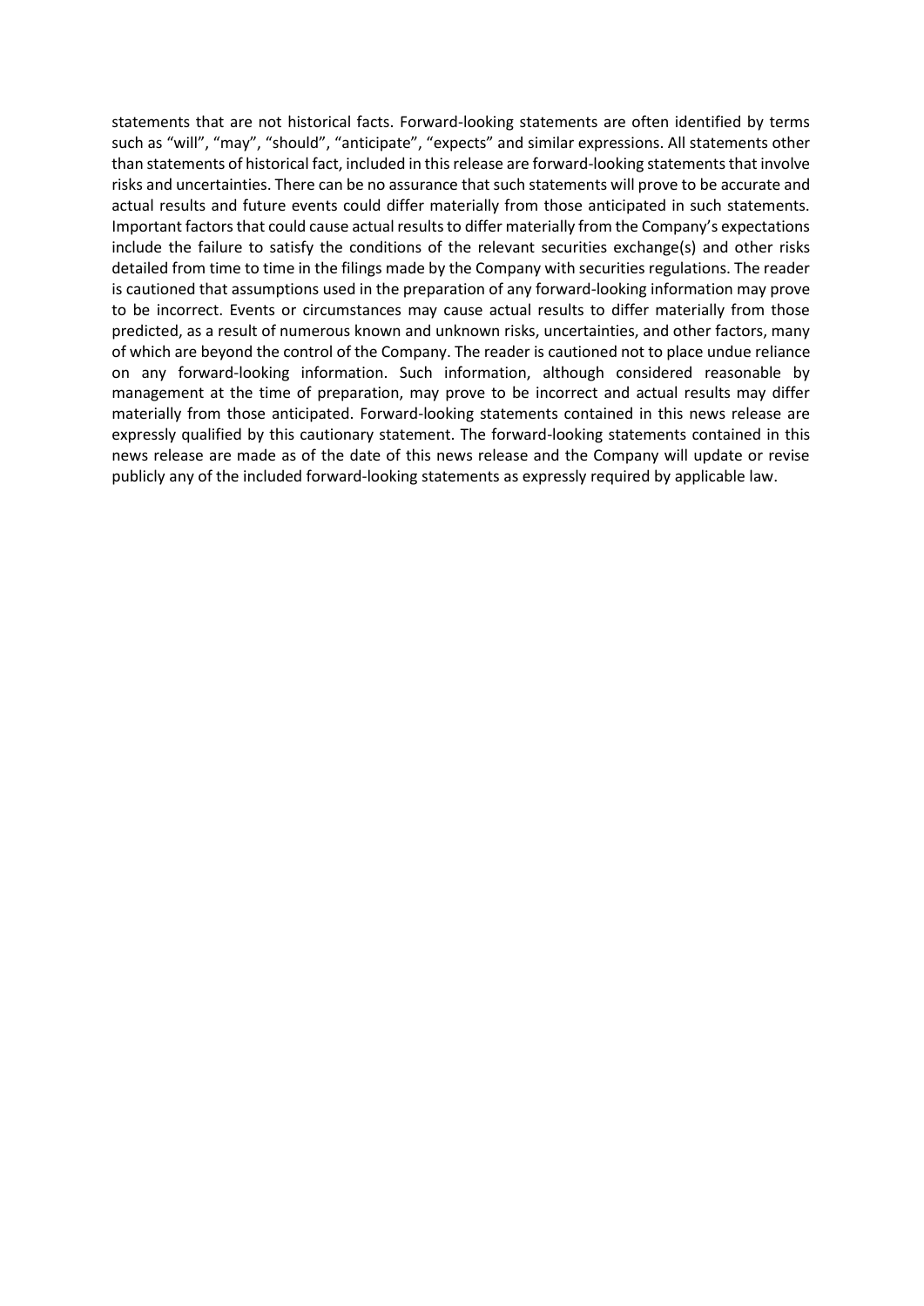statements that are not historical facts. Forward-looking statements are often identified by terms such as "will", "may", "should", "anticipate", "expects" and similar expressions. All statements other than statements of historical fact, included in this release are forward-looking statements that involve risks and uncertainties. There can be no assurance that such statements will prove to be accurate and actual results and future events could differ materially from those anticipated in such statements. Important factors that could cause actual results to differ materially from the Company's expectations include the failure to satisfy the conditions of the relevant securities exchange(s) and other risks detailed from time to time in the filings made by the Company with securities regulations. The reader is cautioned that assumptions used in the preparation of any forward-looking information may prove to be incorrect. Events or circumstances may cause actual results to differ materially from those predicted, as a result of numerous known and unknown risks, uncertainties, and other factors, many of which are beyond the control of the Company. The reader is cautioned not to place undue reliance on any forward-looking information. Such information, although considered reasonable by management at the time of preparation, may prove to be incorrect and actual results may differ materially from those anticipated. Forward-looking statements contained in this news release are expressly qualified by this cautionary statement. The forward-looking statements contained in this news release are made as of the date of this news release and the Company will update or revise publicly any of the included forward-looking statements as expressly required by applicable law.